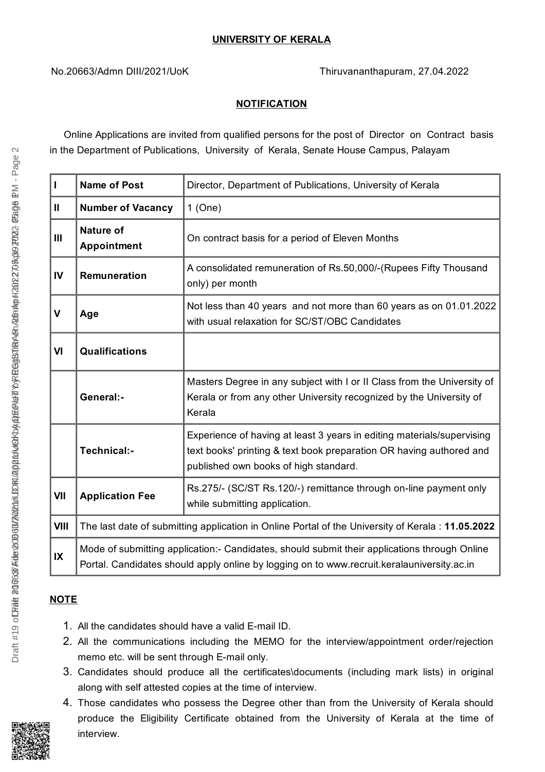**UNIVERSITY OF KERALA**

No.20663/Admn DIII/2021/UoK Thiruvananthapuram, 27.04.2022

**NOTIFICATION**

Online Applications are invited from qualified persons for the post of Director on Contract basis in the Department of Publications, University of Kerala, Senate House Campus, Palayam

| | | |
|---|---|---|
| I | **Name of Post** | Director, Department of Publications, University of Kerala |
| II | **Number of Vacancy** | 1 (One) |
| III | **Nature of Appointment** | On contract basis for a period of Eleven Months |
| IV | **Remuneration** | A consolidated remuneration of Rs.50,000/-(Rupees Fifty Thousand only) per month |
| V | **Age** | Not less than 40 years and not more than 60 years as on 01.01.2022 with usual relaxation for SC/ST/OBC Candidates |
| VI | **Qualifications** | |
| | **General:-** | Masters Degree in any subject with I or II Class from the University of Kerala or from any other University recognized by the University of Kerala |
| | **Technical:-** | Experience of having at least 3 years in editing materials/supervising text books' printing & text book preparation OR having authored and published own books of high standard. |
| VII | **Application Fee** | Rs.275/- (SC/ST Rs.120/-) remittance through on-line payment only while submitting application. |
| VIII | The last date of submitting application in Online Portal of the University of Kerala : **11.05.2022** | |
| IX | Mode of submitting application:- Candidates, should submit their applications through Online Portal. Candidates should apply online by logging on to www.recruit.keralauniversity.ac.in | |

**NOTE**

1. All the candidates should have a valid E-mail ID.
2. All the communications including the MEMO for the interview/appointment order/rejection memo etc. will be sent through E-mail only.
3. Candidates should produce all the certificates\documents (including mark lists) in original along with self attested copies at the time of interview.
4. Those candidates who possess the Degree other than from the University of Kerala should produce the Eligibility Certificate obtained from the University of Kerala at the time of interview.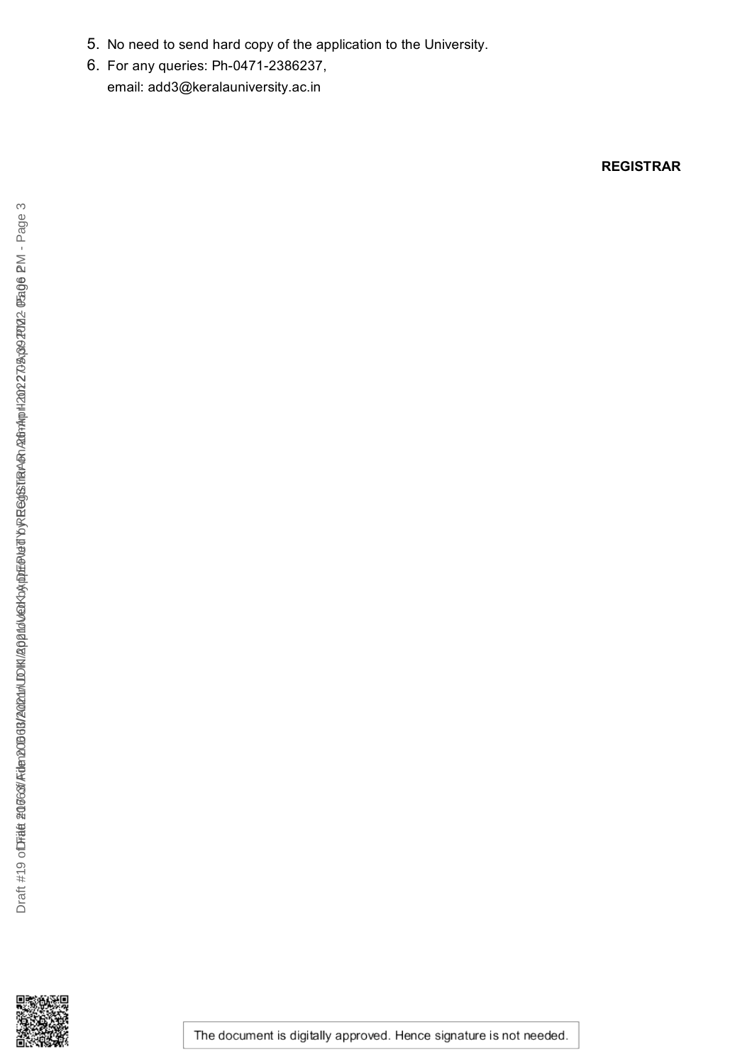5. No need to send hard copy of the application to the University.
6. For any queries: Ph-0471-2386237,
   email: add3@keralauniversity.ac.in

**REGISTRAR**

The document is digitally approved. Hence signature is not needed.